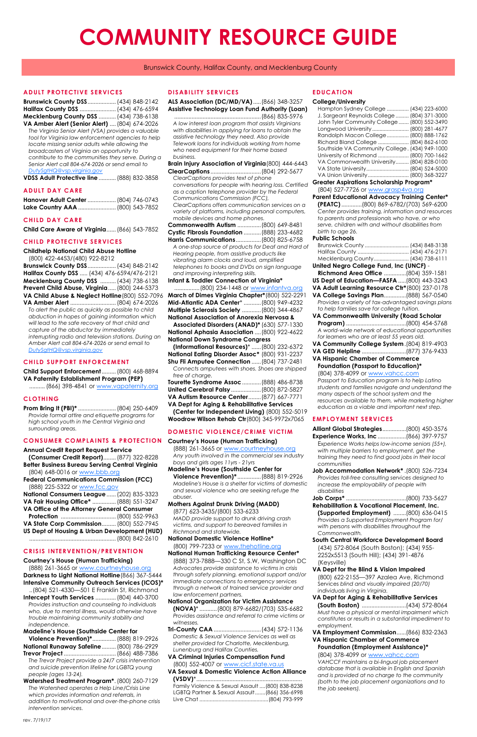# COMMUNITY RESOURCE GUIDE

Brunswick County, Halifax County, and Mecklenburg County

## ADULT PROTECTIVE SERVICES

**Brunswick County DSS** .................. (434) 848-2142
**Halifax County DSS** ........................ (434) 476-6594
**Mecklenburg County DSS** ........... (434) 738-6138
**VA Amber Alert (Senior Alert)** .... (804) 674-2026
*The Virginia Senior Alert (VSA) provides a valuable tool for Virginia law enforcement agencies to help locate missing senior adults while allowing the broadcasters of Virginia an opportunity to contribute to the communities they serve. During a Senior Alert call 804-674-2026 or send email to DutySgtHQ@vsp.virginia.gov*
**VDSS Adult Protective line** ........... (888) 832-3858

## ADULT DAY CARE

**Hanover Adult Center** .................. (804) 746-0743
**Lake Country AAA** ........................ (800) 543-7852

## CHILD DAY CARE

**Child Care Aware of Virginia** ...... (866) 543-7852

## CHILD PROTECTIVE SERVICES

**Childhelp National Child Abuse Hotline**
(800) 422-4453/(480) 922-8212
**Brunswick County DSS** .................. (434) 848-2142
**Halifax County DSS** ..... (434) 476-6594/476-2121
**Mecklenburg County DSS** .......... (434) 738-6138
**Prevent Child Abuse, Virginia** ..... (800) 244-5373
**VA Child Abuse & Neglect Hotline** (800) 552-7096
**VA Amber Alert** .............................. (804) 674-2026
*To alert the public as quickly as possible to child abduction in hopes of gaining information which will lead to the safe recovery of that child and capture of the abductor by immediately interrupting radio and television stations. During an Amber Alert call 804-674-2026 or send email to DutySgtHQ@vsp.virginia.gov*

## CHILD SUPPORT ENFORCEMENT

**Child Support Enforcement** ......... (800) 468-8894
**VA Paternity Establishment Program (PEP)**
.......... (866) 398-4841 or www.vapaternity.org

## CLOTHING

**Prom Bring It (PBI)*** ........................ (804) 250-6409
*Provide formal attire and etiquette programs for high school youth in the Central Virginia and surrounding areas.*

## CONSUMER COMPLAINTS & PROTECTION

**Annual Credit Report Request Service (Consumer Credit Report)**......... (877) 322-8228
**Better Business Bureau Serving Central Virginia**
(804) 648-0016 or www.bbb.org
**Federal Communications Commission (FCC)**
(888) 225-5322 or www.fcc.gov
**National Consumers League** ...... (202) 835-3323
**VA Fair Housing Office*** ............... (888) 551-3247
**VA Office of the Attorney General Consumer Protection** ................................... (800) 552-9963
**VA State Corp Commission** ......... (800) 552-7945
**US Dept of Housing & Urban Development (HUD)**
......................................................... (800) 842-2610

## CRISIS INTERVENTION/PREVENTION

**Courtney's House (Human Trafficking)**
(888) 261-3665 or www.courtneyhouse.org
**Darkness to Light National Hotline** (866) 367-5444
**Intensive Community Outreach Services (ICOS)***
..(804) 521-4330—501 E Franklin St, Richmond
**Intercept Youth Services** ............... (804) 440-3700
*Provides instruction and counseling to individuals who, due to mental illness, would otherwise have trouble maintaining community stability and independence.*
**Madeline's House (Southside Center for Violence Prevention)***............... (888) 819-2926
**National Runaway Safeline** .......... (800) 786-2929
**Trevor Project** ................................. (866) 488-7386
*The Trevor Project provide a 24/7 crisis intervention and suicide prevention lifeline for LGBTQ young people (ages 13-24).*
**Watershed Treatment Program***. (800) 260-7129
*The Watershed operates a Help Line/Crisis Line which provides information and referrals, in addition to motivational and over-the-phone crisis intervention services.*

## DISABILITY SERVICES

**ALS Association (DC/MD/VA)**..... (866) 348-3257
**Assistive Technology Loan Fund Authority (Loan)**
......................................................... (866) 835-5976
*A low interest loan program that assists Virginians with disabilities in applying for loans to obtain the assistive technology they need. Also provide Telework loans for individuals working from home who need equipment for their home based business.*
**Brain Injury Association of Virginia** (800) 444-6443
**ClearCaptions** ................................. (804) 292-5677
*ClearCaptions provides text of phone conversations for people with hearing loss. Certified as a caption telephone provider by the Federal Communications Commission (FCC), ClearCaptions offers communication services on a variety of platforms, including personal computers, mobile devices and home phones.*
**Commonwealth Autism** ............... (800) 649-8481
**Cystic Fibrosis Foundation** ........... (888) 233-4682
**Harris Communications** ................ (800) 825-6758
*A one-stop source of products for Deaf and Hard of Hearing people, from assistive products like vibrating alarm clocks and loud, amplified telephones to books and DVDs on sign language and improving interpreting skills.*
**Infant & Toddler Connection of Virginia***
................ (800) 234-1448 or www.infantva.org
**March of Dimes Virginia Chapter*** (800) 522-2291
**Mid-Atlantic ADA Center*** ........... (800) 949-4232
**Multiple Sclerosis Society** ............ (800) 344-4867
**National Association of Anorexia Nervosa & Associated Disorders (ANAD)*** (630) 577-1330
**National Aphasia Association** .... (800) 922-4622
**National Down Syndrome Congress (Informational Resources)*** ...... (800) 232-6372
**National Eating Disorder Assoc*** (800) 931-2237
**Shu Fli Amputee Connection** ...... (804) 737-2481
*Connects amputees with shoes. Shoes are shipped free of charge.*
**Tourette Syndrome Assoc** ........... (888) 486-8738
**United Cerebral Palsy** ................... (800) 872-5827
**VA Autism Resource Center**........ (877) 667-7771
**VA Dept for Aging & Rehabilitative Services (Center for Independent Living)** (800) 552-5019
**Woodrow Wilson Rehab Ctr** (800) 345-9972x7065

## DOMESTIC VIOLENCE/CRIME VICTIM

**Courtney's House (Human Trafficking)**
(888) 261-3665 or www.courtneyhouse.org
*Any youth involved in the commercial sex industry boys and girls ages 11yrs - 21yrs*
**Madeline's House (Southside Center for Violence Prevention)***............... (888) 819-2926
*Madeline's House is a shelter for victims of domestic and sexual violence who are seeking refuge the abuser.*
**Mothers Against Drunk Driving (MADD)**
(877) 623-3435/(800) 533-6233
*MADD provide support to drunk driving crash victims, and support to bereaved families in Richmond and statewide.*
**National Domestic Violence Hotline***
(800) 799-7233 or www.thehotline.org
**National Human Trafficking Resource Center***
(888) 373-7888—330 C St, S.W, Washington DC
*Advocates provide assistance to victims in crisis through safety planning, emotional support and/or immediate connections to emergency services through a network of trained service provider and law enforcement partners.*
**National Organization for Victim Assistance (NOVA)*** ........... (800) 879-6682/(703) 535-6682
*Provides assistance and referral to crime victims or witnesses.*
**Tri-County CAA** .............................. (434) 572-1136
*Domestic & Sexual Violence Services as well as shelter provided for Charlotte, Mecklenburg, Lunenburg and Halifax Counties.*
**VA Criminal Injuries Compensation Fund**
(800) 552-4007 or www.cicf.state.va.us
**VA Sexual & Domestic Violence Action Alliance (VSDV)***..................................................
Family Violence & Sexual Assault .... (800) 838-8238
LGBTQ Partner & Sexual Assault........ (866) 356-6998
Live Chat ............................................... (804) 793-999

## EDUCATION

### College/University

Hampton Sydney College ............... (434) 223-6000
J. Sargeant Reynolds College ......... (804) 371-3000
John Tyler Community College ....... (800) 552-3490
Longwood University ......................... (800) 281-4677
Randolph Macon College ............... (800) 888-1762
Richard Bland College ..................... (804) 862-6100
Southside VA Community College . (434) 949-1000
University of Richmond ..................... (800) 700-1662
VA Commonwealth University......... (804) 828-0100
VA State University............................. (804) 524-5000
VA Union University............................ (800) 368-3227

**Greater Aspirations Scholarship Program***
(804) 527-7726 or www.grasp4va.org
**Parent Educational Advocacy Training Center* (PEATC)** ............. (800) 869-6782/(703) 569-6200
*Center provides training, information and resources to parents and professionals who have, or who serve, children with and without disabilities from birth to age 26.*

### Public Schools

Brunswick County .............................. (434) 848-3138
Halifax County ................................... (434) 476-2171
Mecklenburg County........................ (434) 738-6111

**United Negro College Fund, Inc (UNCF) - Richmond Area Office** ............... (804) 359-1581
**US Dept of Education—FASFA** ..... (800) 443-3243
**VA Adult Learning Resource Ctr*** (800) 237-0178
**VA College Savings Plan**.............. (888) 567-0540
*Provides a variety of tax-advantaged savings plans to help families save for college tuition.*
**VA Commonwealth University (Road Scholar Program)** ....................................... (800) 454-5768
*A world-wide network of educational opportunities for learners who are at least 55 years old.*
**VA Community College System** . (804) 819-4903
**VA GED Helpline** ............................ (877) 376-9433
**VA Hispanic Chamber of Commerce Foundation (Passport to Education)***
(804) 378-4099 or www.vahcc.com
*Passport to Education program is to help Latino students and families navigate and understand the many aspects of the school system and the resources available to them, while marketing higher education as a viable and important next step.*

## EMPLOYMENT SERVICES

**Alliant Global Strategies**............... (800) 450-3576
**Experience Works, Inc** .................. (866) 397-9757
*Experience Works helps low-income seniors (55+), with multiple barriers to employment, get the training they need to find good jobs in their local communities*
**Job Accommodation Network*** . (800) 526-7234
*Provides free consulting services designed to increase the employability of people with disabilities*
**Job Corps*** ....................................... (800) 733-5627
**Rehabilitation & Vocational Placement, Inc. (Supported Employment)** ......... (800) 636-0415
*Provides a Supported Employment Program for/ with persons with disabilities throughout the Commonwealth.*
**South Central Workforce Development Board**
(434) 572-8064 (South Boston); (434) 955-2252x5513 (South Hill); (434) 391-4876 (Keysville)
**VA Dept for the Blind & Vision Impaired**
(800) 622-2155—397 Azalea Ave, Richmond
*Services blind and visually impaired (20/70) individuals living in Virginia.*
**VA Dept for Aging & Rehabilitative Services (South Boston)** ............................. (434) 572-8064
*Must have a physical or mental impairment which constitutes or results in a substantial impediment to employment.*
**VA Employment Commission**...... (866) 832-2363
**VA Hispanic Chamber of Commerce Foundation (Employment Assistance)***
(804) 378-4099 or www.vahcc.com
*VAHCCF maintains a bi-lingual job placement database that is available in English and Spanish and is provided at no charge to the community (both to the job placement organizations and to the job seekers).*

rev. 7/19/17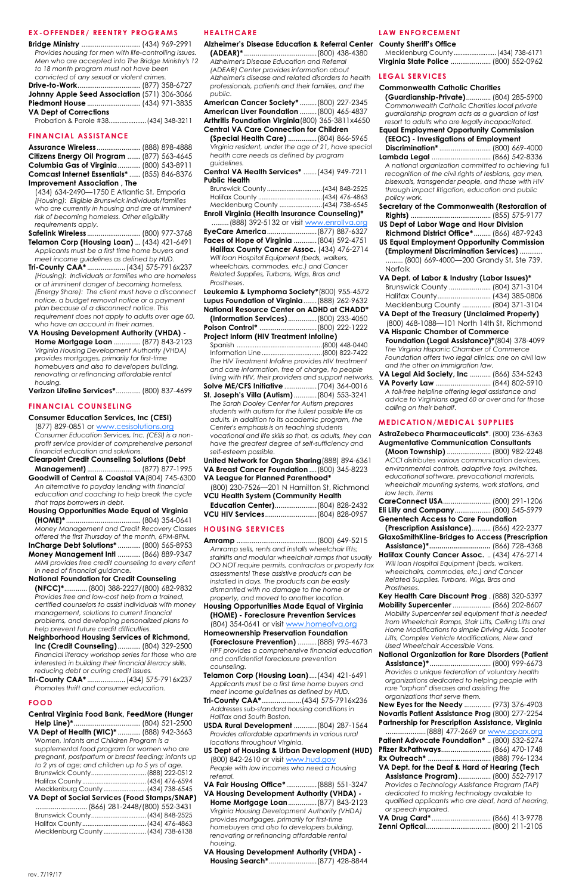## EX-OFFENDER/ REENTRY PROGRAMS

**Bridge Ministry** ............................... (434) 969-2991
*Provides housing for men with life-controlling issues. Men who are accepted into The Bridge Ministry's 12 to 18 month program must not have been convicted of any sexual or violent crimes.*

**Drive-to-Work** ................................. (877) 358-6727

**Johnny Apple Seed Association** (571) 306-3066

**Piedmont House** ............................ (434) 971-3835

**VA Dept of Corrections**
Probation & Parole #38..................... (434) 348-3211

## FINANCIAL ASSISTANCE

**Assurance Wireless** ....................... (888) 898-4888

**Citizens Energy Oil Program** ....... (877) 563-4645

**Columbia Gas of Virginia** ............ (800) 543-8911

**Comcast Internet Essentials*** ...... (855) 846-8376

**Improvement Association , The**
(434) 634-2490—1750 E Atlantic St, Emporia
*(Housing): Eligible Brunswick individuals/families who are currently in housing and are at imminent risk of becoming homeless. Other eligibility requirements apply.*

**Safelink Wireless** ............................ (800) 977-3768

**Telamon Corp (Housing Loan)** ... (434) 421-6491
*Applicants must be a first time home buyers and meet income guidelines as defined by HUD.*

**Tri-County CAA*** .................... (434) 575-7916x237
*(Housing): Individuals or families who are homeless or at imminent danger of becoming homeless. (Energy Share): The client must have a disconnect notice, a budget removal notice or a payment plan because of a disconnect notice. This requirement does not apply to adults over age 60, who have an account in their names.*

**VA Housing Development Authority (VHDA) - Home Mortgage Loan** ............. (877) 843-2123
*Virginia Housing Development Authority (VHDA) provides mortgages, primarily for first-time homebuyers and also to developers building, renovating or refinancing affordable rental housing.*

**Verizon Lifeline Services*** ............ (800) 837-4699

## FINANCIAL COUNSELING

**Consumer Education Services, Inc (CESI)**
(877) 829-0851 or www.cesisolutions.org
*Consumer Education Services, Inc. (CESI) is a non-profit service provider of comprehensive personal financial education and solutions.*

**Clearpoint Credit Counseling Solutions (Debt Management)** ............................ (877) 877-1995

**Goodwill of Central & Coastal VA** (804) 745-6300
*An alternative to payday lending with financial education and coaching to help break the cycle that traps borrowers in debt.*

**Housing Opportunities Made Equal of Virginia (HOME)*** ....................................... (804) 354-0641
*Money Management and Credit Recovery Classes offered the first Thursday of the month, 6PM-8PM.*

**InCharge Debt Solutions*** ............ (800) 565-8953

**Money Management Intl** .............. (866) 889-9347
*MMI provides free credit counseling to every client in need of financial guidance.*

**National Foundation for Credit Counseling (NFCC)*** ............ (800) 388-2227/(800) 682-9832
*Provides free and low-cost help from a trained, certified counselors to assist individuals with money management, solutions to current financial problems, and developing personalized plans to help prevent future credit difficulties.*

**Neighborhood Housing Services of Richmond, Inc (Credit Counseling)** ............ (804) 329-2500
*Financial literacy workshop series for those who are interested in building their financial literacy skills, reducing debt or curing credit issues.*

**Tri-County CAA*** .................... (434) 575-7916x237
*Promotes thrift and consumer education.*

## FOOD

**Central Virginia Food Bank, FeedMore (Hunger Help Line)*** .................................. (804) 521-2500

**VA Dept of Health (WIC)*** ............ (888) 942-3663
*Women, Infants and Children Program is a supplemental food program for women who are pregnant, postpartum or breast feeding; infants up to 2 yrs of age; and children up to 5 yrs of age.*
Brunswick County................................ (888) 222-0512
Halifax County ..................................... (434) 476-6594
Mecklenburg County ......................... (434) 738-6545

**VA Dept of Social Services (Food Stamps/SNAP)**
........................... (866) 281-2448/(800) 552-3431
Brunswick County................................ (434) 848-2525
Halifax County ..................................... (434) 476-4863
Mecklenburg County ......................... (434) 738-6138

## HEALTHCARE

**Alzheimer's Disease Education & Referral Center (ADEAR)*** ....................................... (800) 438-4380
*Alzheimer's Disease Education and Referral (ADEAR) Center provides information about Alzheimer's disease and related disorders to health professionals, patients and their families, and the public.*

**American Cancer Society*** ......... (800) 227-2345

**American Liver Foundation** ......... (800) 465-4837

**Arthritis Foundation Virginia** (800) 365-3811x4650

**Central VA Care Connection for Children (Special Health Care)** ............... (804) 866-5965
*Virginia resident, under the age of 21, have special health care needs as defined by program guidelines.*

**Central VA Health Services*** ....... (434) 949-7211

**Public Health**
Brunswick County.............................. (434) 848-2525
Halifax County ................................... (434) 476-4863
Mecklenburg County ........................ (434) 738-6545

**Enroll Virginia (Health Insurance Counseling)***
......... (888) 392-5132 or visit www.enrollva.org

**EyeCare America** .......................... (877) 887-6327

**Faces of Hope of Virginia** ............ (804) 592-4751

**Halifax County Cancer Assoc.** (434) 476-2714
*Will loan Hospital Equipment (beds, walkers, wheelchairs, commodes, etc.) and Cancer Related Supplies, Turbans, Wigs, Bras and Prostheses.*

**Leukemia & Lymphoma Society*** (800) 955-4572

**Lupus Foundation of Virginia** ....... (888) 262-9632

**National Resource Center on ADHD at CHADD* (Information Services)** ............... (800) 233-4050

**Poison Control*** ............................... (800) 222-1222

**Project Inform (HIV Treatment Infoline)**
Spanish ............................................... (800) 448-0440
Information Line ................................. (800) 822-7422
*The HIV Treatment Infoline provides HIV treatment and care information, free of charge, to people living with HIV, their providers and support networks.*

**Solve ME/CFS Initiative** ................. (704) 364-0016

**St. Joseph's Villa (Autism)** ............ (804) 553-3241
*The Sarah Dooley Center for Autism prepares students with autism for the fullest possible life as adults. In addition to its academic program, the Center's emphasis is on teaching students vocational and life skills so that, as adults, they can have the greatest degree of self-sufficiency and self-esteem possible.*

**United Network for Organ Sharing** (888) 894-6361

**VA Breast Cancer Foundation** .... (800) 345-8223

**VA League for Planned Parenthood***
(800) 230-7526—201 N Hamilton St, Richmond

**VCU Health System (Community Health Education Center)** ...................... (804) 828-2432

**VCU HIV Services** ........................... (804) 828-0957

## HOUSING SERVICES

**Amramp** ........................................... (800) 649-5215
*Amramp sells, rents and installs wheelchair lifts; stairlifts and modular wheelchair ramps that usually DO NOT require permits, contractors or property tax assessments! These assistive products can be installed in days. The products can be easily dismantled with no damage to the home or property, and moved to another location.*

**Housing Opportunities Made Equal of Virginia (HOME) - Foreclosure Prevention Services**
(804) 354-0641 or visit www.homeofva.org

**Homeownership Preservation Foundation (Foreclosure Prevention)** .......... (888) 995-4673
*HPF provides a comprehensive financial education and confidential foreclosure prevention counseling.*

**Telamon Corp (Housing Loan)** .... (434) 421-6491
*Applicants must be a first time home buyers and meet income guidelines as defined by HUD.*

**Tri-County CAA*** ...................... (434) 575-7916x236
*Addresses sub-standard housing conditions in Halifax and South Boston.*

**USDA Rural Development** ............ (804) 287-1564
*Provides affordable apartments in various rural locations throughout Virginia.*

**US Dept of Housing & Urban Development (HUD)**
(800) 842-2610 or visit www.hud.gov
*People with low incomes who need a housing referral.*

**VA Fair Housing Office*** ................ (888) 551-3247

**VA Housing Development Authority (VHDA) - Home Mortgage Loan** ............... (877) 843-2123
*Virginia Housing Development Authority (VHDA) provides mortgages, primarily for first-time homebuyers and also to developers building, renovating or refinancing affordable rental housing.*

**VA Housing Development Authority (VHDA) - Housing Search*** .......................... (877) 428-8844

## LAW ENFORCEMENT

**County Sheriff's Office**
Mecklenburg County ........................ (434) 738-6171

**Virginia State Police** ...................... (800) 552-0962

## LEGAL SERVICES

**Commonwealth Catholic Charities (Guardianship-Private)** ............. (804) 285-5900
*Commonwealth Catholic Charities local private guardianship program acts as a guardian of last resort to adults who are legally incapacitated.*

**Equal Employment Opportunity Commission (EEOC) - Investigations of Employment Discrimination*** ........................... (800) 669-4000

**Lambda Legal** ................................. (866) 542-8336
*A national organization committed to achieving full recognition of the civil rights of lesbians, gay men, bisexuals, transgender people, and those with HIV through impact litigation, education and public policy work.*

**Secretary of the Commonwealth (Restoration of Rights)** .......................................... (855) 575-9177

**US Dept of Labor Wage and Hour Division Richmond District Office*** ......... (866) 487-9243

**US Equal Employment Opportunity Commission (Employment Discrimination Services)** ........... ......... (800) 669-4000—200 Grandy St, Ste 739, Norfolk

**VA Dept. of Labor & Industry (Labor Issues)***
Brunswick County ...................... (804) 371-3104
Halifax County............................ (434) 385-0806
Mecklenburg County .................. (804) 371-3104

**VA Dept of the Treasury (Unclaimed Property)**
(800) 468-1088—101 North 14th St, Richmond

**VA Hispanic Chamber of Commerce Foundation (Legal Assistance)*** (804) 378-4099
*The Virginia Hispanic Chamber of Commerce Foundation offers two legal clinics: one on civil law and the other on immigration law.*

**VA Legal Aid Society, Inc** ........... (866) 534-5243

**VA Poverty Law** ............................. (844) 802-5910
*A toll-free helpline offering legal assistance and advice to Virginians aged 60 or over and for those calling on their behalf.*

## MEDICATION/MEDICAL SUPPLIES

**AstraZebeca Pharmaceuticals***. (800) 236-6363

**Augmentative Communication Consultants (Moon Township)** ....................... (800) 982-2248
*ACCI distributes various communication devices, environmental controls, adaptive toys, switches, educational software, prevocational materials, wheelchair mounting systems, work stations, and low tech. items*

**CareConnect USA** ......................... (800) 291-1206

**Eli Lilly and Company** ................... (800) 545-5979

**Genentech Access to Care Foundation (Prescription Assistance)** .......... (866) 422-2377

**GlaxoSmithKline-Bridges to Access (Patient Assistance)*** ............................. (866) 728-4368

**Halifax County Cancer Assoc.** .. (434) 476-2714
*Will loan Hospital Equipment (beds, walkers, wheelchairs, commodes, etc.) and Cancer Related Supplies, Turbans, Wigs, Bras and Prostheses.*

**Key Health Care Discount Prog** . (888) 320-5397

**Mobility Supercenter** .................... (866) 202-8607
*Mobility Supercenter sell equipment that is needed from Wheelchair Ramps, Stair Lifts, Ceiling Lifts and Home Modifications to simple Driving Aids, Scooter Lifts, Complex Vehicle Modifications, New and Used Wheelchair Accessible Vans.*

**National Organization for Rare Disorders (Patient Assistance)*** ................................ (800) 999-6673
*Provides a unique federation of voluntary health organizations dedicated to helping people with rare "orphan" diseases and assisting the organizations that serve them.*

**New Eyes for the Needy** .............. (973) 376-4903

**Novartis Patient Assistance Prog** (800) 277-2254

**Partnership for Prescription Assistance, Virginia**
..................... (888) 477-2669 or www.pparx.org

**Patient Advocate Foundation*** .. (800) 532-5274

**Pfizer RxPathways** .......................... (866) 470-1748

**Rx Outreach*** .................................. (888) 796-1234

**VA Dept. for the Deaf & Hard of Hearing (Tech Assistance Program)** ................ (800) 552-7917
*Provides a Technology Assistance Program (TAP) dedicated to making technology available to qualified applicants who are deaf, hard of hearing, or speech impaired.*

**VA Drug Card*** ................................ (866) 413-9778

**Zenni Optical** .................................. (800) 211-2105

rev. 7/19/17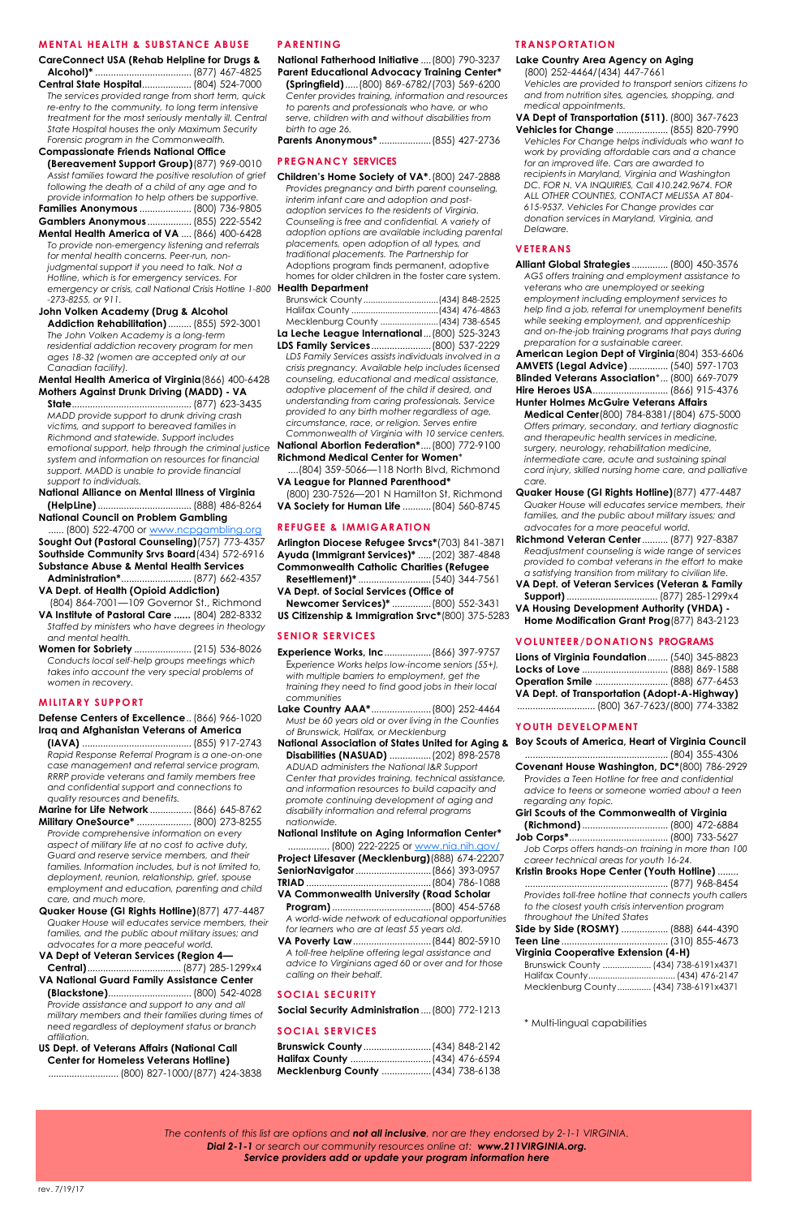## MENTAL HEALTH & SUBSTANCE ABUSE

**CareConnect USA (Rehab Helpline for Drugs & Alcohol)*** ........................................ (877) 467-4825

**Central State Hospital**.................... (804) 524-7000
*The services provided range from short term, quick re-entry to the community, to long term intensive treatment for the most seriously mentally ill. Central State Hospital houses the only Maximum Security Forensic program in the Commonwealth.*

**Compassionate Friends National Office (Bereavement Support Group)** (877) 969-0010
*Assist families toward the positive resolution of grief following the death of a child of any age and to provide information to help others be supportive.*

**Families Anonymous** .................... (800) 736-9805

**Gamblers Anonymous** ................. (855) 222-5542

**Mental Health America of VA** .... (866) 400-6428
*To provide non-emergency listening and referrals for mental health concerns. Peer-run, non-judgmental support if you need to talk. Not a Hotline, which is for emergency services. For emergency or crisis, call National Crisis Hotline 1-800-273-8255, or 911.*

**John Volken Academy (Drug & Alcohol Addiction Rehabilitation)** ......... (855) 592-3001
*The John Volken Academy is a long-term residential addiction recovery program for men ages 18-32 (women are accepted only at our Canadian facility).*

**Mental Health America of Virginia** (866) 400-6428

**Mothers Against Drunk Driving (MADD) - VA State** ................................................ (877) 623-3435
*MADD provide support to drunk driving crash victims, and support to bereaved families in Richmond and statewide. Support includes emotional support, help through the criminal justice system and information on resources for financial support. MADD is unable to provide financial support to individuals.*

**National Alliance on Mental Illness of Virginia (HelpLine)** ...................................... (888) 486-8264

**National Council on Problem Gambling**
...... (800) 522-4700 or www.ncpgambling.org

**Sought Out (Pastoral Counseling)** (757) 773-4357

**Southside Community Srvs Board** (434) 572-6916

**Substance Abuse & Mental Health Services Administration*** ........................... (877) 662-4357

**VA Dept. of Health (Opioid Addiction)**
(804) 864-7001—109 Governor St., Richmond

**VA Institute of Pastoral Care** ...... (804) 282-8332
*Staffed by ministers who have degrees in theology and mental health.*

**Women for Sobriety** ...................... (215) 536-8026
*Conducts local self-help groups meetings which takes into account the very special problems of women in recovery.*

## MILITARY SUPPORT

**Defense Centers of Excellence**.. (866) 966-1020

**Iraq and Afghanistan Veterans of America (IAVA)** ........................................... (855) 917-2743
*Rapid Response Referral Program is a one-on-one case management and referral service program. RRRP provide veterans and family members free and confidential support and connections to quality resources and benefits.*

**Marine for Life Network** ................ (866) 645-8762

**Military OneSource*** ..................... (800) 273-8255
*Provide comprehensive information on every aspect of military life at no cost to active duty, Guard and reserve service members, and their families. Information includes, but is not limited to, deployment, reunion, relationship, grief, spouse employment and education, parenting and child care, and much more.*

**Quaker House (GI Rights Hotline)** (877) 477-4487
*Quaker House will educates service members, their families, and the public about military issues; and advocates for a more peaceful world.*

**VA Dept of Veteran Services (Region 4—Central)**.................................... (877) 285-1299x4

**VA National Guard Family Assistance Center (Blackstone)**................................ (800) 542-4028
*Provide assistance and support to any and all military members and their families during times of need regardless of deployment status or branch affiliation.*

**US Dept. of Veterans Affairs (National Call Center for Homeless Veterans Hotline)**
............................ (800) 827-1000/(877) 424-3838

## PARENTING

**National Fatherhood Initiative** .... (800) 790-3237

**Parent Educational Advocacy Training Center* (Springfield)** ..... (800) 869-6782/(703) 569-6200
*Center provides training, information and resources to parents and professionals who have, or who serve, children with and without disabilities from birth to age 26.*

**Parents Anonymous*** .................... (855) 427-2736

## PREGNANCY SERVICES

**Children's Home Society of VA***. (800) 247-2888
*Provides pregnancy and birth parent counseling, interim infant care and adoption and post-adoption services to the residents of Virginia. Counseling is free and confidential. A variety of adoption options are available including parental placements, open adoption of all types, and traditional placements. The Partnership for Adoptions program finds permanent, adoptive homes for older children in the foster care system.*

**Health Department**
Brunswick County ................................ (434) 848-2525
Halifax County .................................... (434) 476-4863
Mecklenburg County ........................ (434) 738-6545

**La Leche League International** ... (800) 525-3243

**LDS Family Services** ....................... (800) 537-2229
*LDS Family Services assists individuals involved in a crisis pregnancy. Available help includes licensed counseling, educational and medical assistance, adoptive placement of the child if desired, and understanding from caring professionals. Service provided to any birth mother regardless of age, circumstance, race, or religion. Serves entire Commonwealth of Virginia with 10 service centers.*

**National Abortion Federation*** .... (800) 772-9100

**Richmond Medical Center for Women***
....(804) 359-5066—118 North Blvd, Richmond

**VA League for Planned Parenthood***
(800) 230-7526—201 N Hamilton St, Richmond

**VA Society for Human Life** ........... (804) 560-8745

## REFUGEE & IMMIGRATION

**Arlington Diocese Refugee Srvcs*** (703) 841-3871

**Ayuda (Immigrant Services)*** ..... (202) 387-4848

**Commonwealth Catholic Charities (Refugee Resettlement)*** ............................. (540) 344-7561

**VA Dept. of Social Services (Office of Newcomer Services)*** ............... (800) 552-3431

**US Citizenship & Immigration Srvc*** (800) 375-5283

## SENIOR SERVICES

**Experience Works, Inc** .................. (866) 397-9757
*Experience Works helps low-income seniors (55+), with multiple barriers to employment, get the training they need to find good jobs in their local communities*

**Lake Country AAA*** ........................ (800) 252-4464
*Must be 60 years old or over living in the Counties of Brunswick, Halifax, or Mecklenburg*

**National Association of States United for Aging & Disabilities (NASUAD)** ................ (202) 898-2578
*ADUAD administers the National I&R Support Center that provides training, technical assistance, and information resources to build capacity and promote continuing development of aging and disability information and referral programs nationwide.*

**National Institute on Aging Information Center***
................ (800) 222-2225 or www.nia.nih.gov/

**Project Lifesaver (Mecklenburg)** (888) 674-22207

**SeniorNavigator** ............................. (866) 393-0957

**TRIAD** ................................................ (804) 786-1088

**VA Commonwealth University (Road Scholar Program)** ........................................ (800) 454-5768
*A world-wide network of educational opportunities for learners who are at least 55 years old.*

**VA Poverty Law** ............................... (844) 802-5910
*A toll-free helpline offering legal assistance and advice to Virginians aged 60 or over and for those calling on their behalf.*

## SOCIAL SECURITY

**Social Security Administration** .... (800) 772-1213

## SOCIAL SERVICES

**Brunswick County** ........................... (434) 848-2142

**Halifax County** ................................. (434) 476-6594

**Mecklenburg County** ...................... (434) 738-6138

## TRANSPORTATION

**Lake Country Area Agency on Aging**
(800) 252-4464/(434) 447-7661
*Vehicles are provided to transport seniors citizens to and from nutrition sites, agencies, shopping, and medical appointments.*

**VA Dept of Transportation (511)**. (800) 367-7623

**Vehicles for Change** ...................... (855) 820-7990
*Vehicles For Change helps individuals who want to work by providing affordable cars and a chance for an improved life. Cars are awarded to recipients in Maryland, Virginia and Washington DC. FOR N. VA INQUIRIES, Call 410.242.9674. FOR ALL OTHER COUNTIES, CONTACT MELISSA AT 804-615-9537. Vehicles For Change provides car donation services in Maryland, Virginia, and Delaware.*

## VETERANS

**Alliant Global Strategies** .............. (800) 450-3576
*AGS offers training and employment assistance to veterans who are unemployed or seeking employment including employment services to help find a job, referral for unemployment benefits while seeking employment, and apprenticeship and on-the-job training programs that pays during preparation for a sustainable career.*

**American Legion Dept of Virginia** (804) 353-6606

**AMVETS (Legal Advice)** ............... (540) 597-1703

**Blinded Veterans Association***... (800) 669-7079

**Hire Heroes USA** .............................. (866) 915-4376

**Hunter Holmes McGuire Veterans Affairs Medical Center** (800) 784-8381/(804) 675-5000
*Offers primary, secondary, and tertiary diagnostic and therapeutic health services in medicine, surgery, neurology, rehabilitation medicine, intermediate care, acute and sustaining spinal cord injury, skilled nursing home care, and palliative care.*

**Quaker House (GI Rights Hotline)** (877) 477-4487
*Quaker House will educates service members, their families, and the public about military issues; and advocates for a more peaceful world.*

**Richmond Veteran Center** .......... (877) 927-8387
*Readjustment counseling is wide range of services provided to combat veterans in the effort to make a satisfying transition from military to civilian life.*

**VA Dept. of Veteran Services (Veteran & Family Support)** .................................... (877) 285-1299x4

**VA Housing Development Authority (VHDA) - Home Modification Grant Prog** (877) 843-2123

## VOLUNTEER/DONATIONS PROGRAMS

**Lions of Virginia Foundation**........ (540) 345-8823

**Locks of Love** .................................. (888) 869-1588

**Operation Smile** ............................. (888) 677-6453

**VA Dept. of Transportation (Adopt-A-Highway)**
............................... (800) 367-7623/(800) 774-3382

## YOUTH DEVELOPMENT

**Boy Scouts of America, Heart of Virginia Council**
........................................................ (804) 355-4306

**Covenant House Washington, DC*** (800) 786-2929
*Provides a Teen Hotline for free and confidential advice to teens or someone worried about a teen regarding any topic.*

**Girl Scouts of the Commonwealth of Virginia (Richmond)** .................................. (800) 472-6884

**Job Corps*** ....................................... (800) 733-5627
*Job Corps offers hands-on training in more than 100 career technical areas for youth 16-24.*

**Kristin Brooks Hope Center (Youth Hotline)** ........
........................................................ (877) 968-8454
*Provides toll-free hotline that connects youth callers to the closest youth crisis intervention program throughout the United States*

**Side by Side (ROSMY)** .................. (888) 644-4390

**Teen Line** .......................................... (310) 855-4673

**Virginia Cooperative Extension (4-H)**
Brunswick County .................... (434) 738-6191x4371
Halifax County.................................... (434) 476-2147
Mecklenburg County............... (434) 738-6191x4371

\* Multi-lingual capabilities

*The contents of this list are options and **not all inclusive**, nor are they endorsed by 2-1-1 VIRGINIA.*
***Dial 2-1-1** or search our community resources online at: **www.211VIRGINIA.org.***
***Service providers add or update your program information here***

rev. 7/19/17